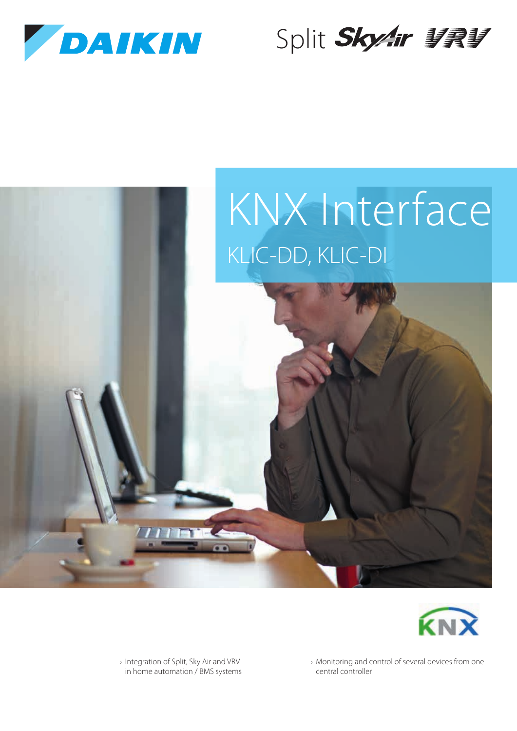DAIKIN

Split SkyAir VRV

# KNX Interface

## KLIC-DD, KLIC-DI

KNX

- Integration of Split, Sky Air and VRV in home automation / BMS systems
- Monitoring and control of several devices from one central controller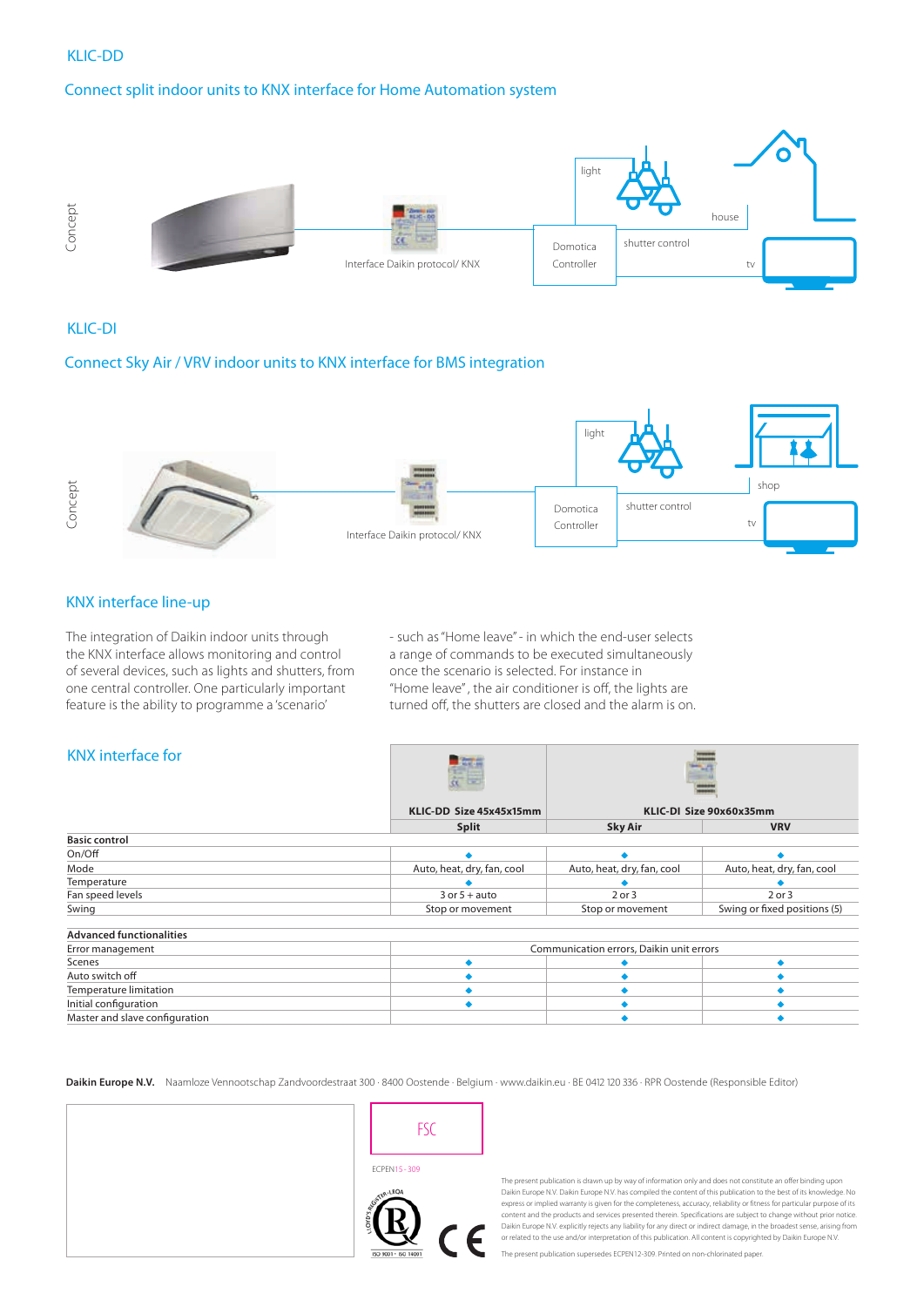## KLIC-DD

### Connect split indoor units to KNX interface for Home Automation system

Concept

Interface Daikin protocol/ KNX

Domotica Controller

light

shutter control

house

tv

## KLIC-DI

### Connect Sky Air / VRV indoor units to KNX interface for BMS integration

Concept

Interface Daikin protocol/ KNX

Domotica Controller

light

shutter control

shop

tv

### KNX interface line-up

The integration of Daikin indoor units through the KNX interface allows monitoring and control of several devices, such as lights and shutters, from one central controller. One particularly important feature is the ability to programme a 'scenario' - such as "Home leave" - in which the end-user selects a range of commands to be executed simultaneously once the scenario is selected. For instance in "Home leave", the air conditioner is off, the lights are turned off, the shutters are closed and the alarm is on.

### KNX interface for

| | KLIC-DD Size 45x45x15mm | KLIC-DI Size 90x60x35mm | |
|---|---|---|---|
| | Split | Sky Air | VRV |
| **Basic control** | | | |
| On/Off | ◆ | ◆ | ◆ |
| Mode | Auto, heat, dry, fan, cool | Auto, heat, dry, fan, cool | Auto, heat, dry, fan, cool |
| Temperature | ◆ | ◆ | ◆ |
| Fan speed levels | 3 or 5 + auto | 2 or 3 | 2 or 3 |
| Swing | Stop or movement | Stop or movement | Swing or fixed positions (5) |
| **Advanced functionalities** | | | |
| Error management | Communication errors, Daikin unit errors | | |
| Scenes | ◆ | ◆ | ◆ |
| Auto switch off | ◆ | ◆ | ◆ |
| Temperature limitation | ◆ | ◆ | ◆ |
| Initial configuration | ◆ | ◆ | ◆ |
| Master and slave configuration | | ◆ | ◆ |

**Daikin Europe N.V.** Naamloze Vennootschap Zandvoordestraat 300 · 8400 Oostende · Belgium · www.daikin.eu · BE 0412 120 336 · RPR Oostende (Responsible Editor)

FSC

ECPEN15 - 309

The present publication is drawn up by way of information only and does not constitute an offer binding upon Daikin Europe N.V. Daikin Europe N.V. has compiled the content of this publication to the best of its knowledge. No express or implied warranty is given for the completeness, accuracy, reliability or fitness for particular purpose of its content and the products and services presented therein. Specifications are subject to change without prior notice. Daikin Europe N.V. explicitly rejects any liability for any direct or indirect damage, in the broadest sense, arising from or related to the use and/or interpretation of this publication. All content is copyrighted by Daikin Europe N.V.

The present publication supersedes ECPEN12-309. Printed on non-chlorinated paper.